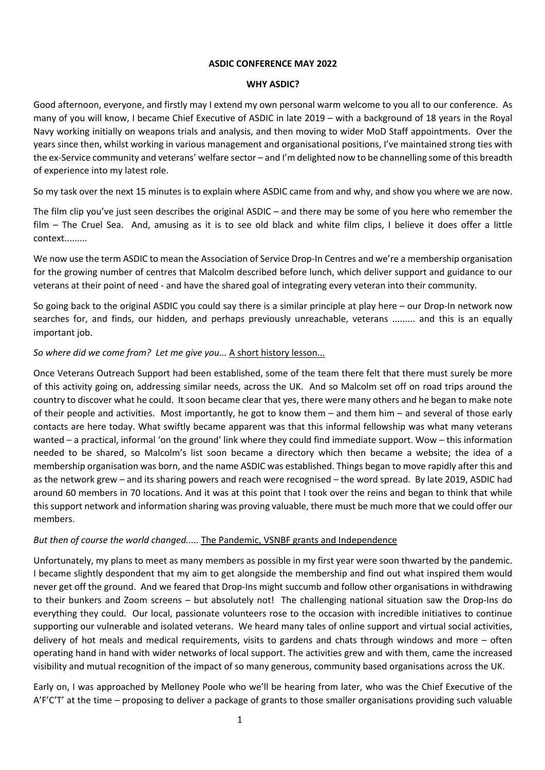# ASDIC CONFERENCE MAY 2022

## WHY ASDIC?

Good afternoon, everyone, and firstly may I extend my own personal warm welcome to you all to our conference. As many of you will know, I became Chief Executive of ASDIC in late 2019 – with a background of 18 years in the Royal Navy working initially on weapons trials and analysis, and then moving to wider MoD Staff appointments. Over the years since then, whilst working in various management and organisational positions, I've maintained strong ties with the ex-Service community and veterans' welfare sector – and I'm delighted now to be channelling some of this breadth of experience into my latest role.

So my task over the next 15 minutes is to explain where ASDIC came from and why, and show you where we are now.

The film clip you've just seen describes the original ASDIC – and there may be some of you here who remember the film – The Cruel Sea. And, amusing as it is to see old black and white film clips, I believe it does offer a little context.........

We now use the term ASDIC to mean the Association of Service Drop-In Centres and we're a membership organisation for the growing number of centres that Malcolm described before lunch, which deliver support and guidance to our veterans at their point of need - and have the shared goal of integrating every veteran into their community.

So going back to the original ASDIC you could say there is a similar principle at play here – our Drop-In network now searches for, and finds, our hidden, and perhaps previously unreachable, veterans ......... and this is an equally important job.

*So where did we come from? Let me give you...* <u>A short history lesson...</u>

Once Veterans Outreach Support had been established, some of the team there felt that there must surely be more of this activity going on, addressing similar needs, across the UK. And so Malcolm set off on road trips around the country to discover what he could. It soon became clear that yes, there were many others and he began to make note of their people and activities. Most importantly, he got to know them – and them him – and several of those early contacts are here today. What swiftly became apparent was that this informal fellowship was what many veterans wanted – a practical, informal 'on the ground' link where they could find immediate support. Wow – this information needed to be shared, so Malcolm's list soon became a directory which then became a website; the idea of a membership organisation was born, and the name ASDIC was established. Things began to move rapidly after this and as the network grew – and its sharing powers and reach were recognised – the word spread. By late 2019, ASDIC had around 60 members in 70 locations. And it was at this point that I took over the reins and began to think that while this support network and information sharing was proving valuable, there must be much more that we could offer our members.

*But then of course the world changed.....* <u>The Pandemic, VSNBF grants and Independence</u>

Unfortunately, my plans to meet as many members as possible in my first year were soon thwarted by the pandemic. I became slightly despondent that my aim to get alongside the membership and find out what inspired them would never get off the ground. And we feared that Drop-Ins might succumb and follow other organisations in withdrawing to their bunkers and Zoom screens – but absolutely not! The challenging national situation saw the Drop-Ins do everything they could. Our local, passionate volunteers rose to the occasion with incredible initiatives to continue supporting our vulnerable and isolated veterans. We heard many tales of online support and virtual social activities, delivery of hot meals and medical requirements, visits to gardens and chats through windows and more – often operating hand in hand with wider networks of local support. The activities grew and with them, came the increased visibility and mutual recognition of the impact of so many generous, community based organisations across the UK.

Early on, I was approached by Melloney Poole who we'll be hearing from later, who was the Chief Executive of the A'F'C'T' at the time – proposing to deliver a package of grants to those smaller organisations providing such valuable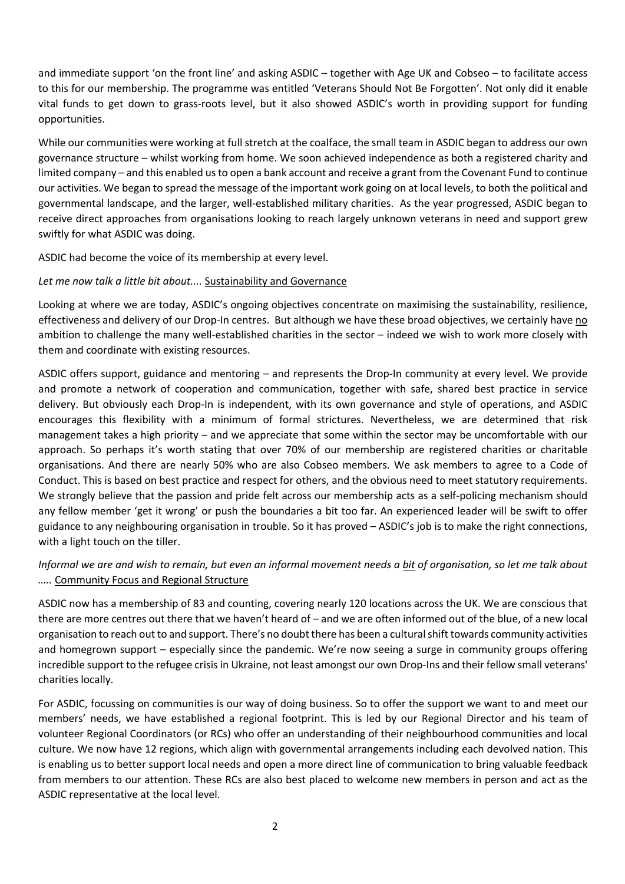and immediate support 'on the front line' and asking ASDIC – together with Age UK and Cobseo – to facilitate access to this for our membership. The programme was entitled 'Veterans Should Not Be Forgotten'. Not only did it enable vital funds to get down to grass-roots level, but it also showed ASDIC's worth in providing support for funding opportunities.

While our communities were working at full stretch at the coalface, the small team in ASDIC began to address our own governance structure – whilst working from home. We soon achieved independence as both a registered charity and limited company – and this enabled us to open a bank account and receive a grant from the Covenant Fund to continue our activities. We began to spread the message of the important work going on at local levels, to both the political and governmental landscape, and the larger, well-established military charities. As the year progressed, ASDIC began to receive direct approaches from organisations looking to reach largely unknown veterans in need and support grew swiftly for what ASDIC was doing.

ASDIC had become the voice of its membership at every level.

*Let me now talk a little bit about....* <u>Sustainability and Governance</u>

Looking at where we are today, ASDIC's ongoing objectives concentrate on maximising the sustainability, resilience, effectiveness and delivery of our Drop-In centres. But although we have these broad objectives, we certainly have <u>no</u> ambition to challenge the many well-established charities in the sector – indeed we wish to work more closely with them and coordinate with existing resources.

ASDIC offers support, guidance and mentoring – and represents the Drop-In community at every level. We provide and promote a network of cooperation and communication, together with safe, shared best practice in service delivery. But obviously each Drop-In is independent, with its own governance and style of operations, and ASDIC encourages this flexibility with a minimum of formal strictures. Nevertheless, we are determined that risk management takes a high priority – and we appreciate that some within the sector may be uncomfortable with our approach. So perhaps it's worth stating that over 70% of our membership are registered charities or charitable organisations. And there are nearly 50% who are also Cobseo members. We ask members to agree to a Code of Conduct. This is based on best practice and respect for others, and the obvious need to meet statutory requirements. We strongly believe that the passion and pride felt across our membership acts as a self-policing mechanism should any fellow member 'get it wrong' or push the boundaries a bit too far. An experienced leader will be swift to offer guidance to any neighbouring organisation in trouble. So it has proved – ASDIC's job is to make the right connections, with a light touch on the tiller.

*Informal we are and wish to remain, but even an informal movement needs a <u>bit</u> of organisation, so let me talk about …..* <u>Community Focus and Regional Structure</u>

ASDIC now has a membership of 83 and counting, covering nearly 120 locations across the UK. We are conscious that there are more centres out there that we haven't heard of – and we are often informed out of the blue, of a new local organisation to reach out to and support. There's no doubt there has been a cultural shift towards community activities and homegrown support – especially since the pandemic. We're now seeing a surge in community groups offering incredible support to the refugee crisis in Ukraine, not least amongst our own Drop-Ins and their fellow small veterans' charities locally.

For ASDIC, focussing on communities is our way of doing business. So to offer the support we want to and meet our members' needs, we have established a regional footprint. This is led by our Regional Director and his team of volunteer Regional Coordinators (or RCs) who offer an understanding of their neighbourhood communities and local culture. We now have 12 regions, which align with governmental arrangements including each devolved nation. This is enabling us to better support local needs and open a more direct line of communication to bring valuable feedback from members to our attention. These RCs are also best placed to welcome new members in person and act as the ASDIC representative at the local level.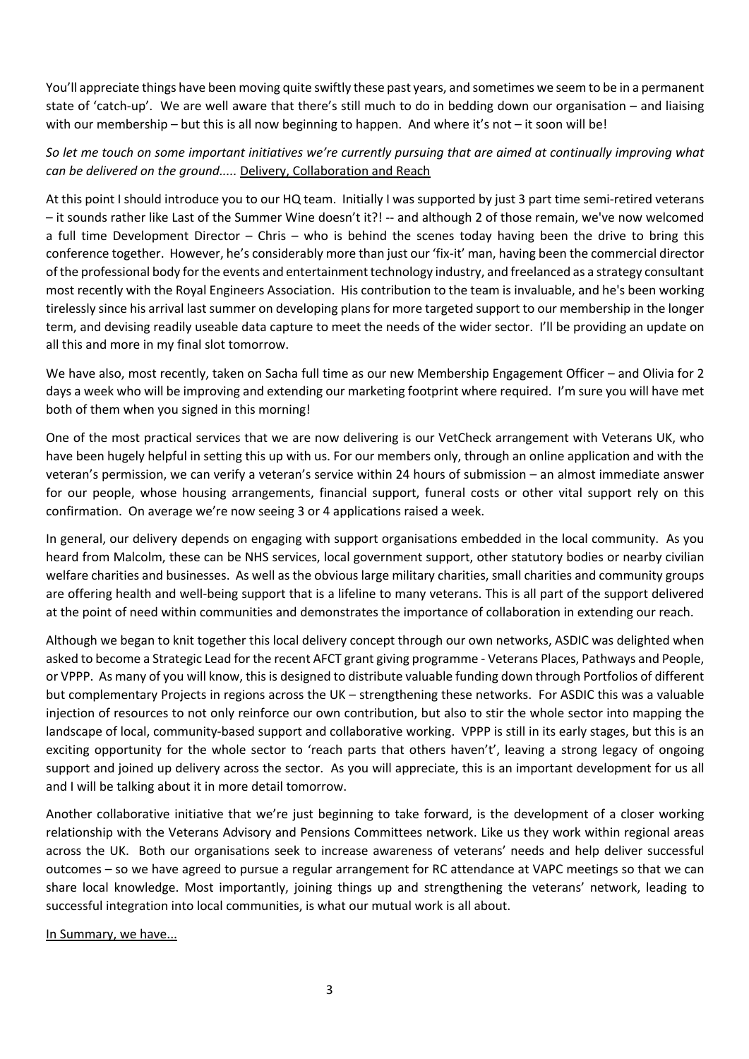You'll appreciate things have been moving quite swiftly these past years, and sometimes we seem to be in a permanent state of 'catch-up'. We are well aware that there's still much to do in bedding down our organisation – and liaising with our membership – but this is all now beginning to happen. And where it's not – it soon will be!

*So let me touch on some important initiatives we're currently pursuing that are aimed at continually improving what can be delivered on the ground.....* <u>Delivery, Collaboration and Reach</u>

At this point I should introduce you to our HQ team. Initially I was supported by just 3 part time semi-retired veterans – it sounds rather like Last of the Summer Wine doesn't it?! -- and although 2 of those remain, we've now welcomed a full time Development Director – Chris – who is behind the scenes today having been the drive to bring this conference together. However, he's considerably more than just our 'fix-it' man, having been the commercial director of the professional body for the events and entertainment technology industry, and freelanced as a strategy consultant most recently with the Royal Engineers Association. His contribution to the team is invaluable, and he's been working tirelessly since his arrival last summer on developing plans for more targeted support to our membership in the longer term, and devising readily useable data capture to meet the needs of the wider sector. I'll be providing an update on all this and more in my final slot tomorrow.

We have also, most recently, taken on Sacha full time as our new Membership Engagement Officer – and Olivia for 2 days a week who will be improving and extending our marketing footprint where required. I'm sure you will have met both of them when you signed in this morning!

One of the most practical services that we are now delivering is our VetCheck arrangement with Veterans UK, who have been hugely helpful in setting this up with us. For our members only, through an online application and with the veteran's permission, we can verify a veteran's service within 24 hours of submission – an almost immediate answer for our people, whose housing arrangements, financial support, funeral costs or other vital support rely on this confirmation. On average we're now seeing 3 or 4 applications raised a week.

In general, our delivery depends on engaging with support organisations embedded in the local community. As you heard from Malcolm, these can be NHS services, local government support, other statutory bodies or nearby civilian welfare charities and businesses. As well as the obvious large military charities, small charities and community groups are offering health and well-being support that is a lifeline to many veterans. This is all part of the support delivered at the point of need within communities and demonstrates the importance of collaboration in extending our reach.

Although we began to knit together this local delivery concept through our own networks, ASDIC was delighted when asked to become a Strategic Lead for the recent AFCT grant giving programme - Veterans Places, Pathways and People, or VPPP. As many of you will know, this is designed to distribute valuable funding down through Portfolios of different but complementary Projects in regions across the UK – strengthening these networks. For ASDIC this was a valuable injection of resources to not only reinforce our own contribution, but also to stir the whole sector into mapping the landscape of local, community-based support and collaborative working. VPPP is still in its early stages, but this is an exciting opportunity for the whole sector to 'reach parts that others haven't', leaving a strong legacy of ongoing support and joined up delivery across the sector. As you will appreciate, this is an important development for us all and I will be talking about it in more detail tomorrow.

Another collaborative initiative that we're just beginning to take forward, is the development of a closer working relationship with the Veterans Advisory and Pensions Committees network. Like us they work within regional areas across the UK. Both our organisations seek to increase awareness of veterans' needs and help deliver successful outcomes – so we have agreed to pursue a regular arrangement for RC attendance at VAPC meetings so that we can share local knowledge. Most importantly, joining things up and strengthening the veterans' network, leading to successful integration into local communities, is what our mutual work is all about.

<u>In Summary, we have...</u>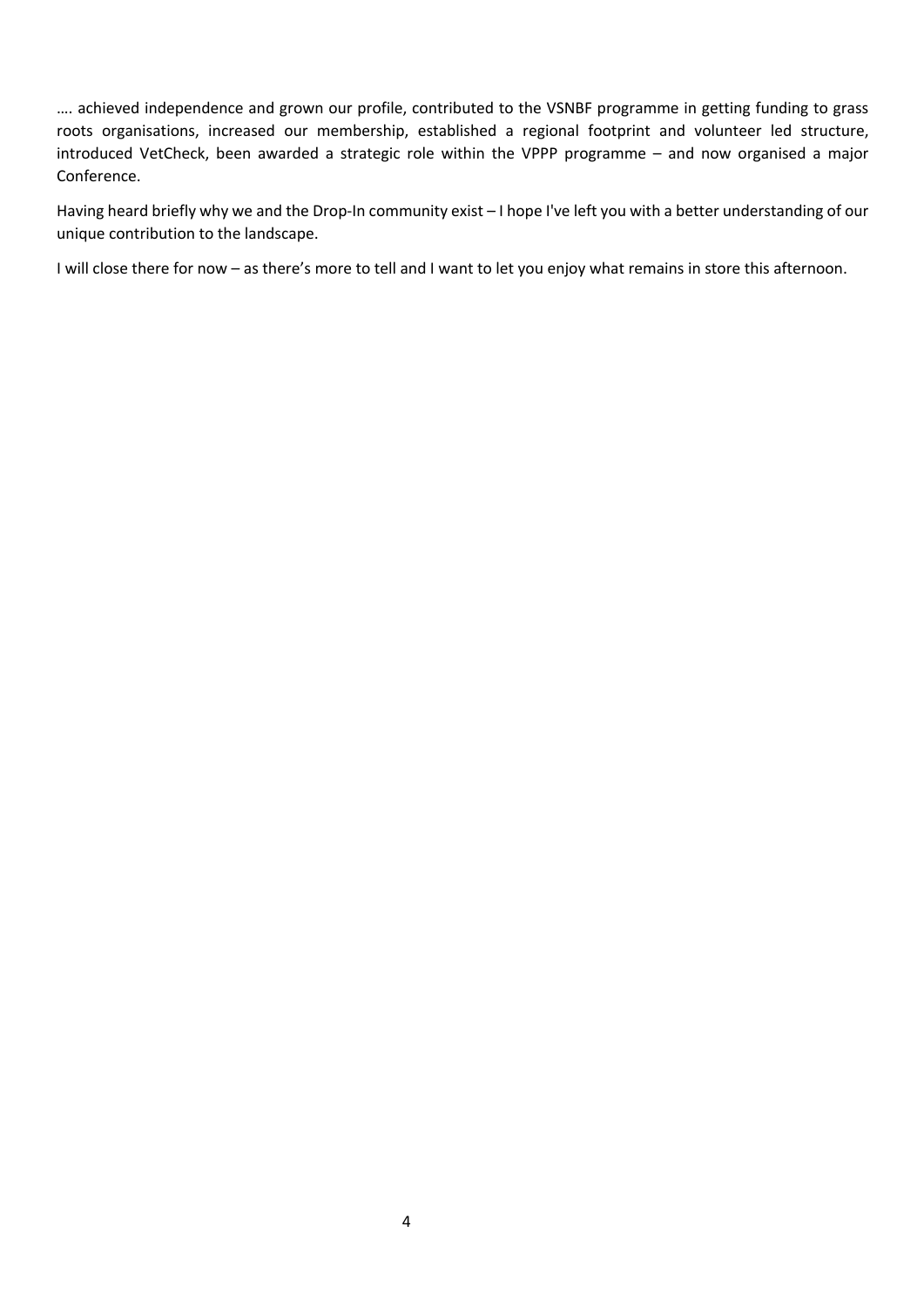…. achieved independence and grown our profile, contributed to the VSNBF programme in getting funding to grass roots organisations, increased our membership, established a regional footprint and volunteer led structure, introduced VetCheck, been awarded a strategic role within the VPPP programme – and now organised a major Conference.

Having heard briefly why we and the Drop-In community exist – I hope I've left you with a better understanding of our unique contribution to the landscape.

I will close there for now – as there's more to tell and I want to let you enjoy what remains in store this afternoon.